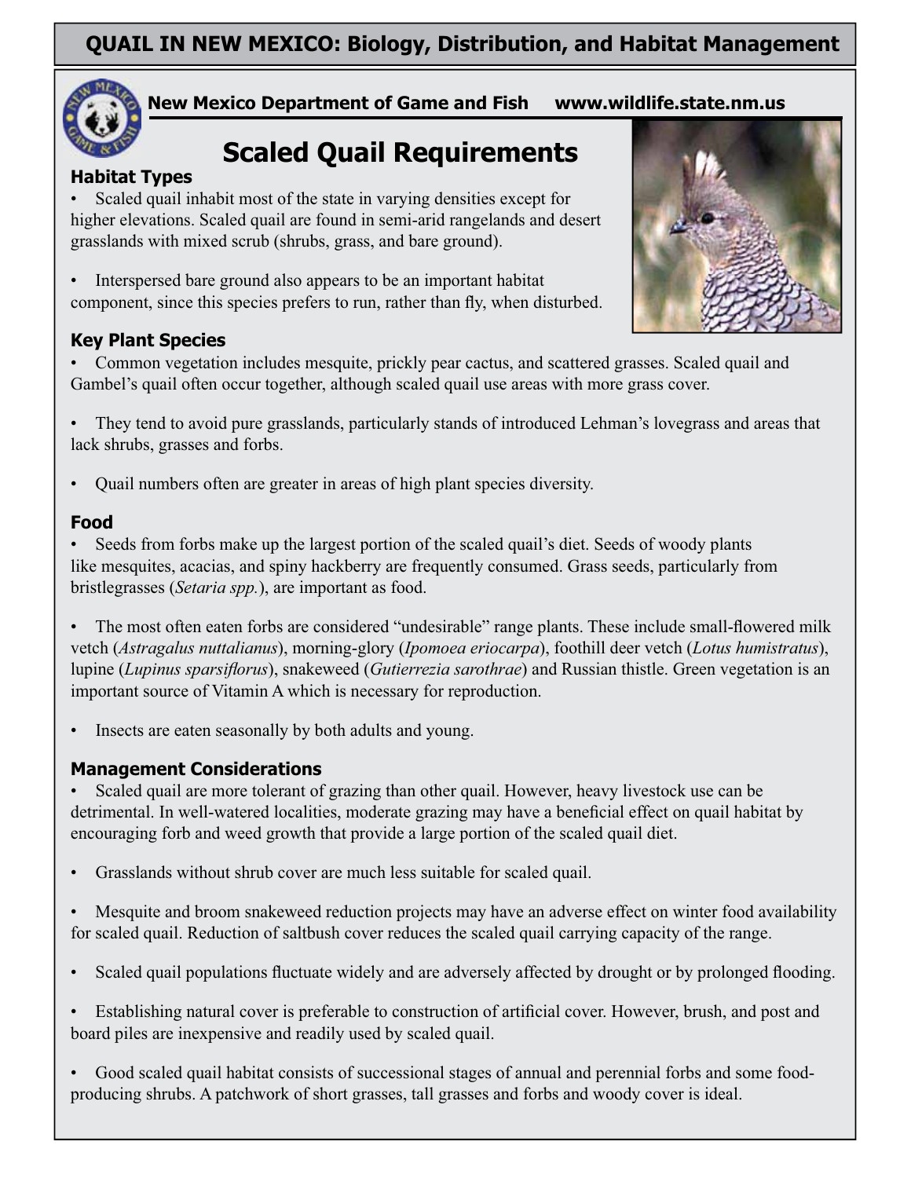# QUAIL IN NEW MEXICO: Biology, Distribution, and Habitat Management

**New Mexico Department of Game and Fish www.wildlife.state.nm.us**

## Scaled Quail Requirements

### Habitat Types

- Scaled quail inhabit most of the state in varying densities except for higher elevations. Scaled quail are found in semi-arid rangelands and desert grasslands with mixed scrub (shrubs, grass, and bare ground).

- Interspersed bare ground also appears to be an important habitat component, since this species prefers to run, rather than fly, when disturbed.

### Key Plant Species

- Common vegetation includes mesquite, prickly pear cactus, and scattered grasses. Scaled quail and Gambel's quail often occur together, although scaled quail use areas with more grass cover.

- They tend to avoid pure grasslands, particularly stands of introduced Lehman's lovegrass and areas that lack shrubs, grasses and forbs.

- Quail numbers often are greater in areas of high plant species diversity.

### Food

- Seeds from forbs make up the largest portion of the scaled quail's diet. Seeds of woody plants like mesquites, acacias, and spiny hackberry are frequently consumed. Grass seeds, particularly from bristlegrasses (*Setaria spp.*), are important as food.

- The most often eaten forbs are considered "undesirable" range plants. These include small-flowered milk vetch (*Astragalus nuttalianus*), morning-glory (*Ipomoea eriocarpa*), foothill deer vetch (*Lotus humistratus*), lupine (*Lupinus sparsiflorus*), snakeweed (*Gutierrezia sarothrae*) and Russian thistle. Green vegetation is an important source of Vitamin A which is necessary for reproduction.

- Insects are eaten seasonally by both adults and young.

### Management Considerations

- Scaled quail are more tolerant of grazing than other quail. However, heavy livestock use can be detrimental. In well-watered localities, moderate grazing may have a beneficial effect on quail habitat by encouraging forb and weed growth that provide a large portion of the scaled quail diet.

- Grasslands without shrub cover are much less suitable for scaled quail.

- Mesquite and broom snakeweed reduction projects may have an adverse effect on winter food availability for scaled quail. Reduction of saltbush cover reduces the scaled quail carrying capacity of the range.

- Scaled quail populations fluctuate widely and are adversely affected by drought or by prolonged flooding.

- Establishing natural cover is preferable to construction of artificial cover. However, brush, and post and board piles are inexpensive and readily used by scaled quail.

- Good scaled quail habitat consists of successional stages of annual and perennial forbs and some food-producing shrubs. A patchwork of short grasses, tall grasses and forbs and woody cover is ideal.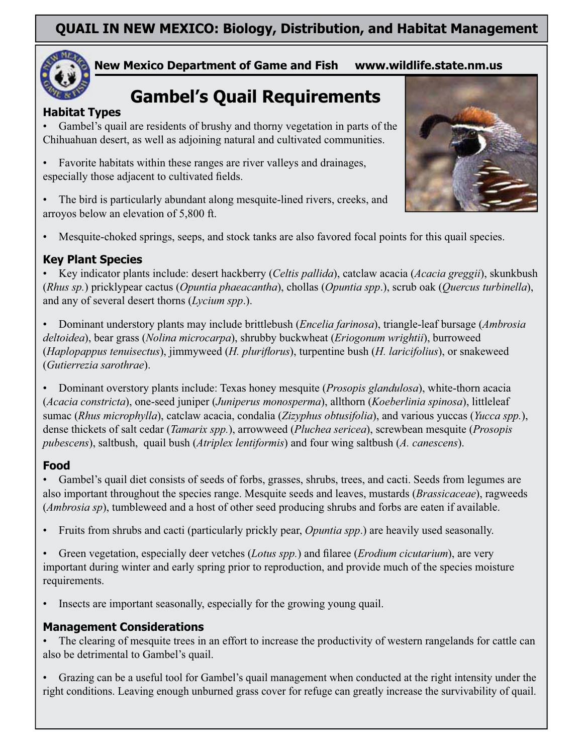# QUAIL IN NEW MEXICO: Biology, Distribution, and Habitat Management

**New Mexico Department of Game and Fish www.wildlife.state.nm.us**

## Gambel's Quail Requirements

### Habitat Types

- Gambel's quail are residents of brushy and thorny vegetation in parts of the Chihuahuan desert, as well as adjoining natural and cultivated communities.
- Favorite habitats within these ranges are river valleys and drainages, especially those adjacent to cultivated fields.
- The bird is particularly abundant along mesquite-lined rivers, creeks, and arroyos below an elevation of 5,800 ft.
- Mesquite-choked springs, seeps, and stock tanks are also favored focal points for this quail species.

### Key Plant Species

- Key indicator plants include: desert hackberry (*Celtis pallida*), catclaw acacia (*Acacia greggii*), skunkbush (*Rhus sp.*) pricklypear cactus (*Opuntia phaeacantha*), chollas (*Opuntia spp*.), scrub oak (*Quercus turbinella*), and any of several desert thorns (*Lycium spp*.).
- Dominant understory plants may include brittlebush (*Encelia farinosa*), triangle-leaf bursage (*Ambrosia deltoidea*), bear grass (*Nolina microcarpa*), shrubby buckwheat (*Eriogonum wrightii*), burroweed (*Haplopappus tenuisectus*), jimmyweed (*H. pluriflorus*), turpentine bush (*H. laricifolius*), or snakeweed (*Gutierrezia sarothrae*).
- Dominant overstory plants include: Texas honey mesquite (*Prosopis glandulosa*), white-thorn acacia (*Acacia constricta*), one-seed juniper (*Juniperus monosperma*), allthorn (*Koeberlinia spinosa*), littleleaf sumac (*Rhus microphylla*), catclaw acacia, condalia (*Zizyphus obtusifolia*), and various yuccas (*Yucca spp.*), dense thickets of salt cedar (*Tamarix spp.*), arrowweed (*Pluchea sericea*), screwbean mesquite (*Prosopis pubescens*), saltbush, quail bush (*Atriplex lentiformis*) and four wing saltbush (*A. canescens*).

### Food

- Gambel's quail diet consists of seeds of forbs, grasses, shrubs, trees, and cacti. Seeds from legumes are also important throughout the species range. Mesquite seeds and leaves, mustards (*Brassicaceae*), ragweeds (*Ambrosia sp*), tumbleweed and a host of other seed producing shrubs and forbs are eaten if available.
- Fruits from shrubs and cacti (particularly prickly pear, *Opuntia spp*.) are heavily used seasonally.
- Green vegetation, especially deer vetches (*Lotus spp.*) and filaree (*Erodium cicutarium*), are very important during winter and early spring prior to reproduction, and provide much of the species moisture requirements.
- Insects are important seasonally, especially for the growing young quail.

### Management Considerations

- The clearing of mesquite trees in an effort to increase the productivity of western rangelands for cattle can also be detrimental to Gambel's quail.
- Grazing can be a useful tool for Gambel's quail management when conducted at the right intensity under the right conditions. Leaving enough unburned grass cover for refuge can greatly increase the survivability of quail.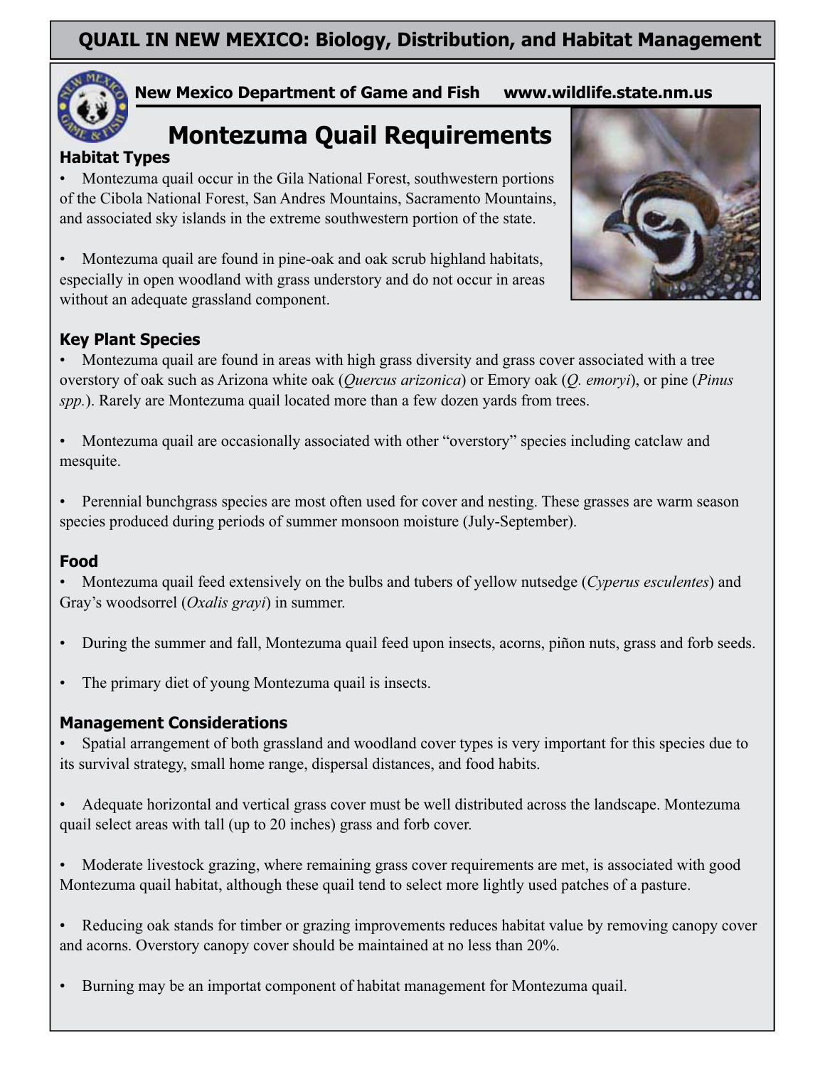# QUAIL IN NEW MEXICO: Biology, Distribution, and Habitat Management

**New Mexico Department of Game and Fish     www.wildlife.state.nm.us**

## Montezuma Quail Requirements

### Habitat Types

- Montezuma quail occur in the Gila National Forest, southwestern portions of the Cibola National Forest, San Andres Mountains, Sacramento Mountains, and associated sky islands in the extreme southwestern portion of the state.

- Montezuma quail are found in pine-oak and oak scrub highland habitats, especially in open woodland with grass understory and do not occur in areas without an adequate grassland component.

### Key Plant Species

- Montezuma quail are found in areas with high grass diversity and grass cover associated with a tree overstory of oak such as Arizona white oak (*Quercus arizonica*) or Emory oak (*Q. emoryi*), or pine (*Pinus spp.*). Rarely are Montezuma quail located more than a few dozen yards from trees.

- Montezuma quail are occasionally associated with other "overstory" species including catclaw and mesquite.

- Perennial bunchgrass species are most often used for cover and nesting. These grasses are warm season species produced during periods of summer monsoon moisture (July-September).

### Food

- Montezuma quail feed extensively on the bulbs and tubers of yellow nutsedge (*Cyperus esculentes*) and Gray's woodsorrel (*Oxalis grayi*) in summer.

- During the summer and fall, Montezuma quail feed upon insects, acorns, piñon nuts, grass and forb seeds.

- The primary diet of young Montezuma quail is insects.

### Management Considerations

- Spatial arrangement of both grassland and woodland cover types is very important for this species due to its survival strategy, small home range, dispersal distances, and food habits.

- Adequate horizontal and vertical grass cover must be well distributed across the landscape. Montezuma quail select areas with tall (up to 20 inches) grass and forb cover.

- Moderate livestock grazing, where remaining grass cover requirements are met, is associated with good Montezuma quail habitat, although these quail tend to select more lightly used patches of a pasture.

- Reducing oak stands for timber or grazing improvements reduces habitat value by removing canopy cover and acorns. Overstory canopy cover should be maintained at no less than 20%.

- Burning may be an importat component of habitat management for Montezuma quail.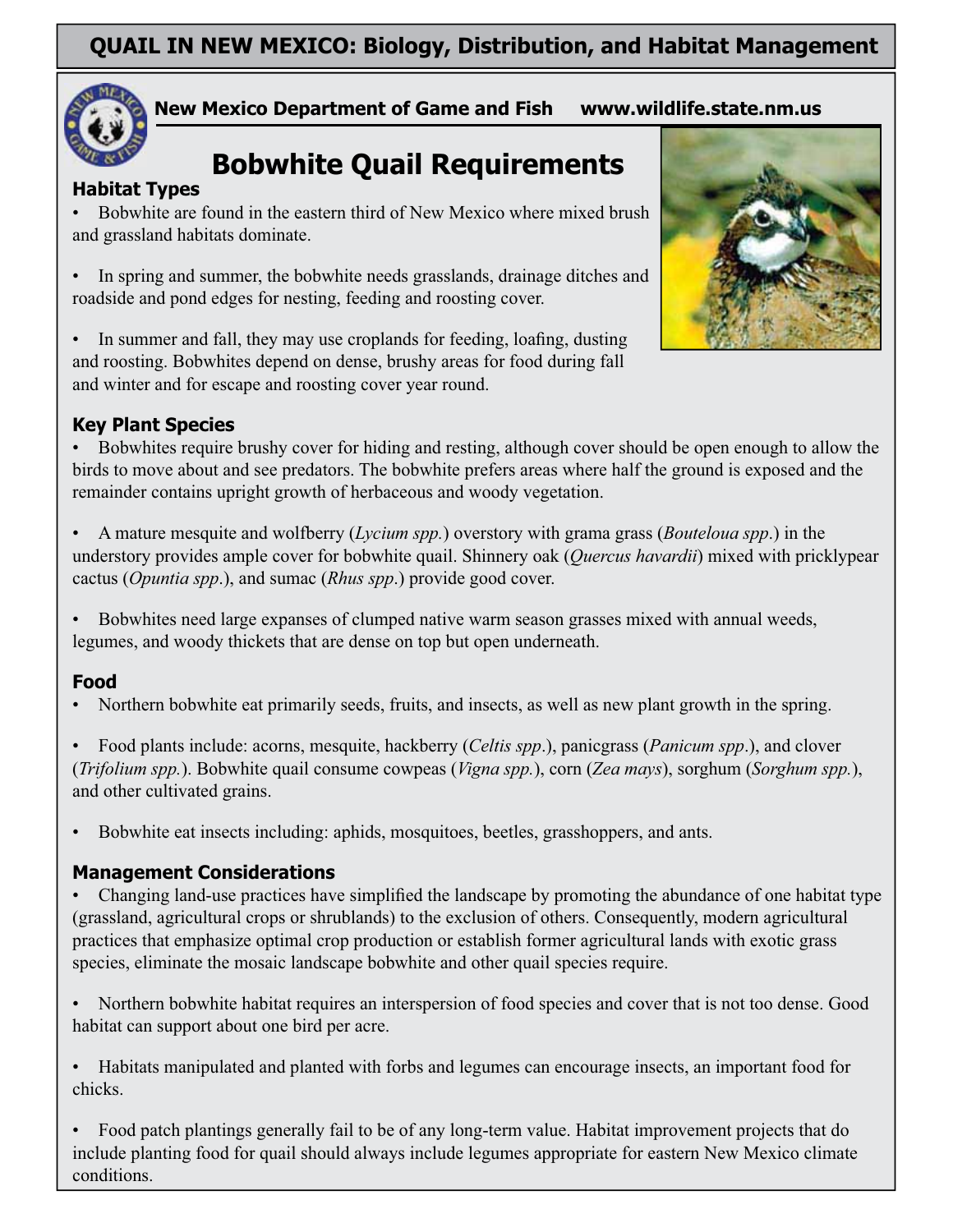# QUAIL IN NEW MEXICO: Biology, Distribution, and Habitat Management

**New Mexico Department of Game and Fish     www.wildlife.state.nm.us**

## Bobwhite Quail Requirements

### Habitat Types

- Bobwhite are found in the eastern third of New Mexico where mixed brush and grassland habitats dominate.
- In spring and summer, the bobwhite needs grasslands, drainage ditches and roadside and pond edges for nesting, feeding and roosting cover.
- In summer and fall, they may use croplands for feeding, loafing, dusting and roosting. Bobwhites depend on dense, brushy areas for food during fall and winter and for escape and roosting cover year round.

### Key Plant Species

- Bobwhites require brushy cover for hiding and resting, although cover should be open enough to allow the birds to move about and see predators. The bobwhite prefers areas where half the ground is exposed and the remainder contains upright growth of herbaceous and woody vegetation.
- A mature mesquite and wolfberry (*Lycium spp.*) overstory with grama grass (*Bouteloua spp*.) in the understory provides ample cover for bobwhite quail. Shinnery oak (*Quercus havardii*) mixed with pricklypear cactus (*Opuntia spp*.), and sumac (*Rhus spp*.) provide good cover.
- Bobwhites need large expanses of clumped native warm season grasses mixed with annual weeds, legumes, and woody thickets that are dense on top but open underneath.

### Food

- Northern bobwhite eat primarily seeds, fruits, and insects, as well as new plant growth in the spring.
- Food plants include: acorns, mesquite, hackberry (*Celtis spp*.), panicgrass (*Panicum spp*.), and clover (*Trifolium spp.*). Bobwhite quail consume cowpeas (*Vigna spp.*), corn (*Zea mays*), sorghum (*Sorghum spp.*), and other cultivated grains.
- Bobwhite eat insects including: aphids, mosquitoes, beetles, grasshoppers, and ants.

### Management Considerations

- Changing land-use practices have simplified the landscape by promoting the abundance of one habitat type (grassland, agricultural crops or shrublands) to the exclusion of others. Consequently, modern agricultural practices that emphasize optimal crop production or establish former agricultural lands with exotic grass species, eliminate the mosaic landscape bobwhite and other quail species require.
- Northern bobwhite habitat requires an interspersion of food species and cover that is not too dense. Good habitat can support about one bird per acre.
- Habitats manipulated and planted with forbs and legumes can encourage insects, an important food for chicks.
- Food patch plantings generally fail to be of any long-term value. Habitat improvement projects that do include planting food for quail should always include legumes appropriate for eastern New Mexico climate conditions.